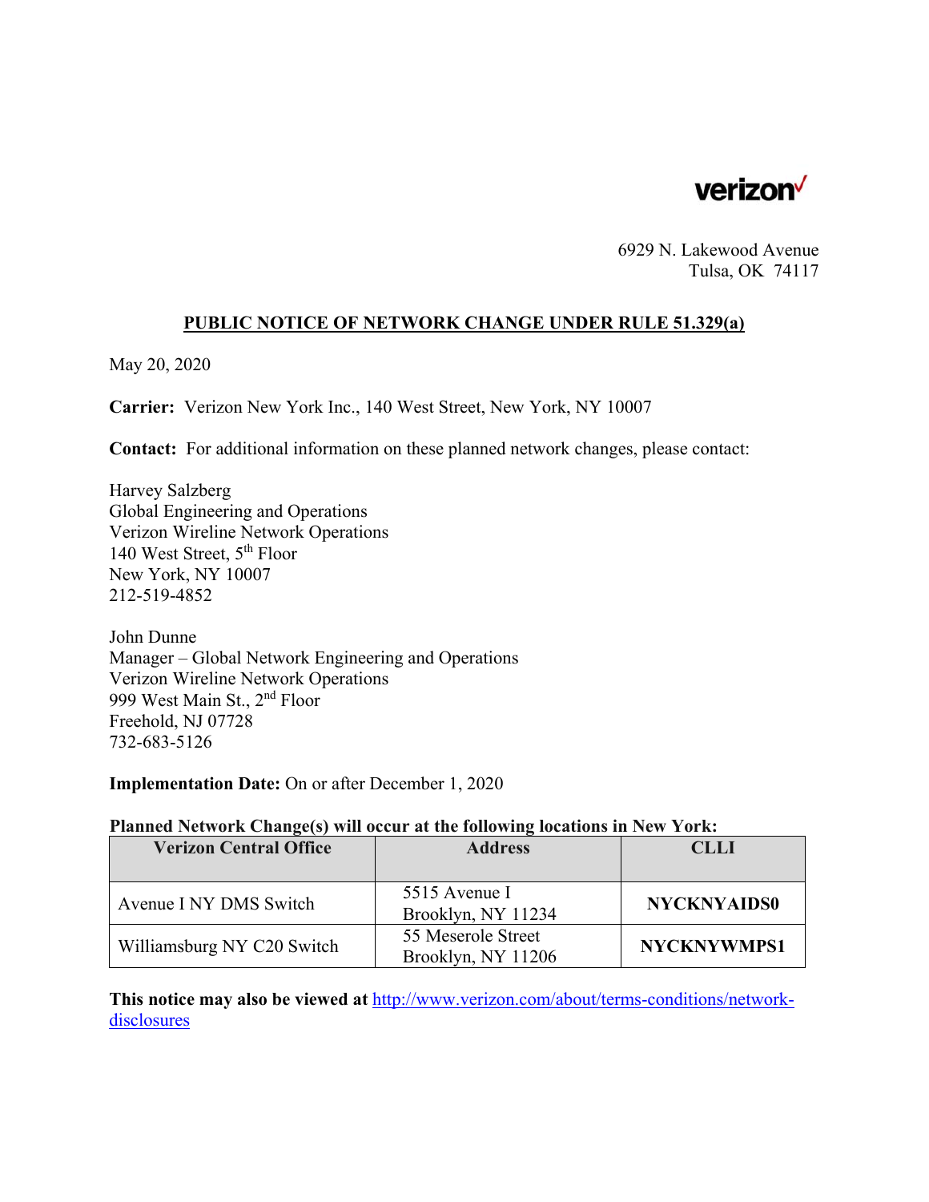verizon

6929 N. Lakewood Avenue
Tulsa, OK 74117

## PUBLIC NOTICE OF NETWORK CHANGE UNDER RULE 51.329(a)

May 20, 2020

**Carrier:** Verizon New York Inc., 140 West Street, New York, NY 10007

**Contact:** For additional information on these planned network changes, please contact:

Harvey Salzberg
Global Engineering and Operations
Verizon Wireline Network Operations
140 West Street, 5th Floor
New York, NY 10007
212-519-4852

John Dunne
Manager – Global Network Engineering and Operations
Verizon Wireline Network Operations
999 West Main St., 2nd Floor
Freehold, NJ 07728
732-683-5126

**Implementation Date:** On or after December 1, 2020

**Planned Network Change(s) will occur at the following locations in New York:**

| Verizon Central Office | Address | CLLI |
|---|---|---|
| Avenue I NY DMS Switch | 5515 Avenue I Brooklyn, NY 11234 | **NYCKNYAIDS0** |
| Williamsburg NY C20 Switch | 55 Meserole Street Brooklyn, NY 11206 | **NYCKNYWMPS1** |

**This notice may also be viewed at** http://www.verizon.com/about/terms-conditions/network-disclosures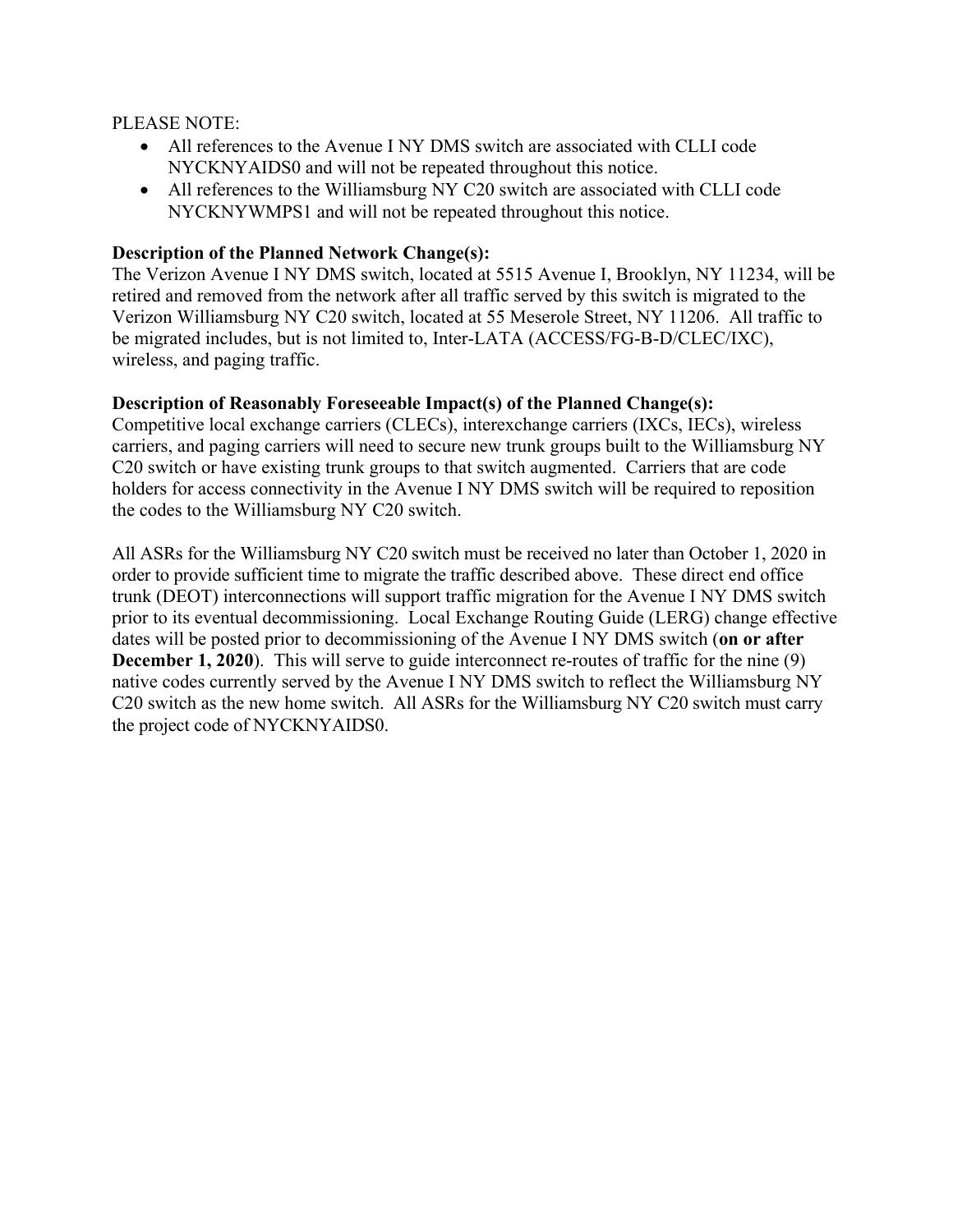PLEASE NOTE:

- All references to the Avenue I NY DMS switch are associated with CLLI code NYCKNYAIDS0 and will not be repeated throughout this notice.
- All references to the Williamsburg NY C20 switch are associated with CLLI code NYCKNYWMPS1 and will not be repeated throughout this notice.

**Description of the Planned Network Change(s):**
The Verizon Avenue I NY DMS switch, located at 5515 Avenue I, Brooklyn, NY 11234, will be retired and removed from the network after all traffic served by this switch is migrated to the Verizon Williamsburg NY C20 switch, located at 55 Meserole Street, NY 11206. All traffic to be migrated includes, but is not limited to, Inter-LATA (ACCESS/FG-B-D/CLEC/IXC), wireless, and paging traffic.

**Description of Reasonably Foreseeable Impact(s) of the Planned Change(s):**
Competitive local exchange carriers (CLECs), interexchange carriers (IXCs, IECs), wireless carriers, and paging carriers will need to secure new trunk groups built to the Williamsburg NY C20 switch or have existing trunk groups to that switch augmented. Carriers that are code holders for access connectivity in the Avenue I NY DMS switch will be required to reposition the codes to the Williamsburg NY C20 switch.

All ASRs for the Williamsburg NY C20 switch must be received no later than October 1, 2020 in order to provide sufficient time to migrate the traffic described above. These direct end office trunk (DEOT) interconnections will support traffic migration for the Avenue I NY DMS switch prior to its eventual decommissioning. Local Exchange Routing Guide (LERG) change effective dates will be posted prior to decommissioning of the Avenue I NY DMS switch (**on or after December 1, 2020**). This will serve to guide interconnect re-routes of traffic for the nine (9) native codes currently served by the Avenue I NY DMS switch to reflect the Williamsburg NY C20 switch as the new home switch. All ASRs for the Williamsburg NY C20 switch must carry the project code of NYCKNYAIDS0.